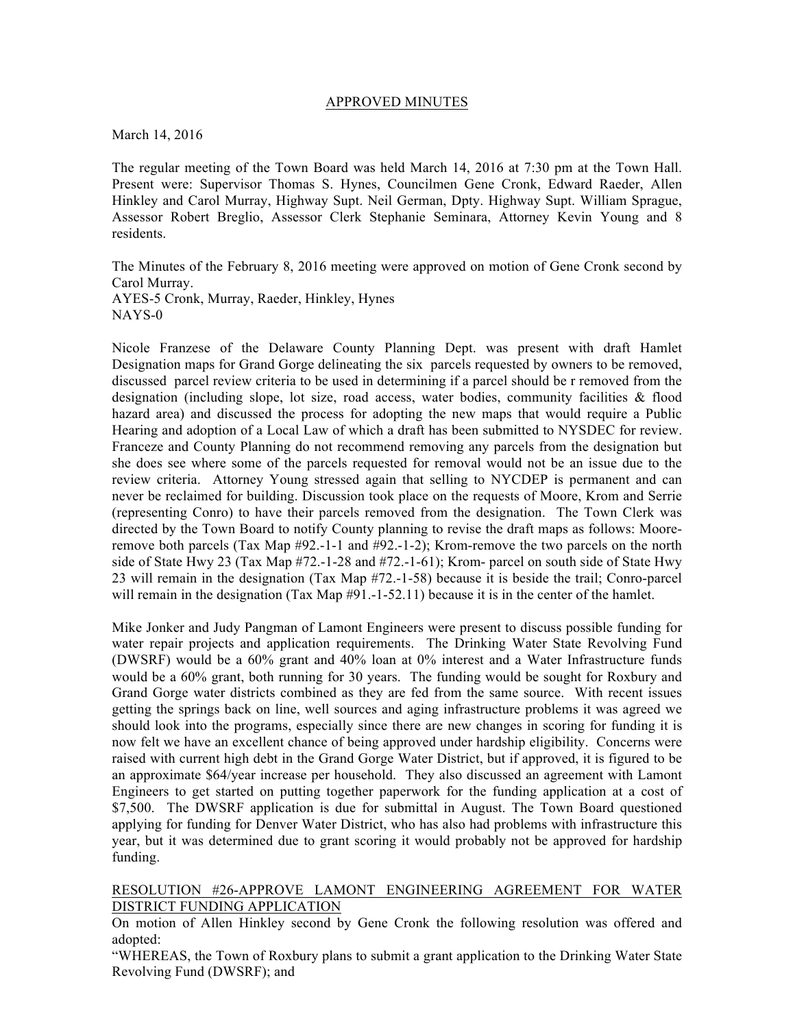APPROVED MINUTES

March 14, 2016

The regular meeting of the Town Board was held March 14, 2016 at 7:30 pm at the Town Hall. Present were: Supervisor Thomas S. Hynes, Councilmen Gene Cronk, Edward Raeder, Allen Hinkley and Carol Murray, Highway Supt. Neil German, Dpty. Highway Supt. William Sprague, Assessor Robert Breglio, Assessor Clerk Stephanie Seminara, Attorney Kevin Young and 8 residents.

The Minutes of the February 8, 2016 meeting were approved on motion of Gene Cronk second by Carol Murray.
AYES-5 Cronk, Murray, Raeder, Hinkley, Hynes
NAYS-0

Nicole Franzese of the Delaware County Planning Dept. was present with draft Hamlet Designation maps for Grand Gorge delineating the six parcels requested by owners to be removed, discussed parcel review criteria to be used in determining if a parcel should be r removed from the designation (including slope, lot size, road access, water bodies, community facilities & flood hazard area) and discussed the process for adopting the new maps that would require a Public Hearing and adoption of a Local Law of which a draft has been submitted to NYSDEC for review. Franceze and County Planning do not recommend removing any parcels from the designation but she does see where some of the parcels requested for removal would not be an issue due to the review criteria. Attorney Young stressed again that selling to NYCDEP is permanent and can never be reclaimed for building. Discussion took place on the requests of Moore, Krom and Serrie (representing Conro) to have their parcels removed from the designation. The Town Clerk was directed by the Town Board to notify County planning to revise the draft maps as follows: Moore-remove both parcels (Tax Map #92.-1-1 and #92.-1-2); Krom-remove the two parcels on the north side of State Hwy 23 (Tax Map #72.-1-28 and #72.-1-61); Krom- parcel on south side of State Hwy 23 will remain in the designation (Tax Map #72.-1-58) because it is beside the trail; Conro-parcel will remain in the designation (Tax Map #91.-1-52.11) because it is in the center of the hamlet.

Mike Jonker and Judy Pangman of Lamont Engineers were present to discuss possible funding for water repair projects and application requirements. The Drinking Water State Revolving Fund (DWSRF) would be a 60% grant and 40% loan at 0% interest and a Water Infrastructure funds would be a 60% grant, both running for 30 years. The funding would be sought for Roxbury and Grand Gorge water districts combined as they are fed from the same source. With recent issues getting the springs back on line, well sources and aging infrastructure problems it was agreed we should look into the programs, especially since there are new changes in scoring for funding it is now felt we have an excellent chance of being approved under hardship eligibility. Concerns were raised with current high debt in the Grand Gorge Water District, but if approved, it is figured to be an approximate $64/year increase per household. They also discussed an agreement with Lamont Engineers to get started on putting together paperwork for the funding application at a cost of $7,500. The DWSRF application is due for submittal in August. The Town Board questioned applying for funding for Denver Water District, who has also had problems with infrastructure this year, but it was determined due to grant scoring it would probably not be approved for hardship funding.

RESOLUTION #26-APPROVE LAMONT ENGINEERING AGREEMENT FOR WATER DISTRICT FUNDING APPLICATION

On motion of Allen Hinkley second by Gene Cronk the following resolution was offered and adopted:

"WHEREAS, the Town of Roxbury plans to submit a grant application to the Drinking Water State Revolving Fund (DWSRF); and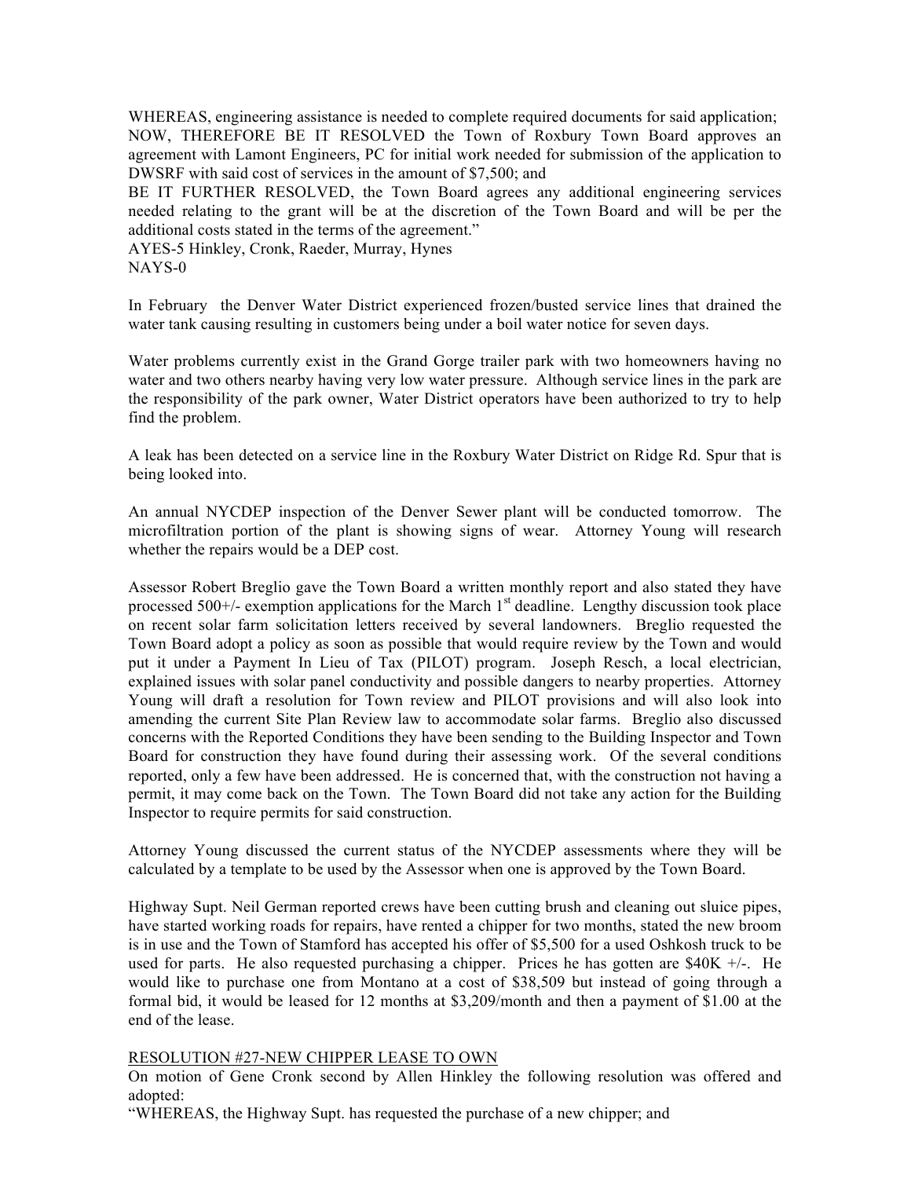WHEREAS, engineering assistance is needed to complete required documents for said application;
NOW, THEREFORE BE IT RESOLVED the Town of Roxbury Town Board approves an agreement with Lamont Engineers, PC for initial work needed for submission of the application to DWSRF with said cost of services in the amount of $7,500; and
BE IT FURTHER RESOLVED, the Town Board agrees any additional engineering services needed relating to the grant will be at the discretion of the Town Board and will be per the additional costs stated in the terms of the agreement."
AYES-5 Hinkley, Cronk, Raeder, Murray, Hynes
NAYS-0

In February the Denver Water District experienced frozen/busted service lines that drained the water tank causing resulting in customers being under a boil water notice for seven days.

Water problems currently exist in the Grand Gorge trailer park with two homeowners having no water and two others nearby having very low water pressure. Although service lines in the park are the responsibility of the park owner, Water District operators have been authorized to try to help find the problem.

A leak has been detected on a service line in the Roxbury Water District on Ridge Rd. Spur that is being looked into.

An annual NYCDEP inspection of the Denver Sewer plant will be conducted tomorrow. The microfiltration portion of the plant is showing signs of wear. Attorney Young will research whether the repairs would be a DEP cost.

Assessor Robert Breglio gave the Town Board a written monthly report and also stated they have processed 500+/- exemption applications for the March 1st deadline. Lengthy discussion took place on recent solar farm solicitation letters received by several landowners. Breglio requested the Town Board adopt a policy as soon as possible that would require review by the Town and would put it under a Payment In Lieu of Tax (PILOT) program. Joseph Resch, a local electrician, explained issues with solar panel conductivity and possible dangers to nearby properties. Attorney Young will draft a resolution for Town review and PILOT provisions and will also look into amending the current Site Plan Review law to accommodate solar farms. Breglio also discussed concerns with the Reported Conditions they have been sending to the Building Inspector and Town Board for construction they have found during their assessing work. Of the several conditions reported, only a few have been addressed. He is concerned that, with the construction not having a permit, it may come back on the Town. The Town Board did not take any action for the Building Inspector to require permits for said construction.

Attorney Young discussed the current status of the NYCDEP assessments where they will be calculated by a template to be used by the Assessor when one is approved by the Town Board.

Highway Supt. Neil German reported crews have been cutting brush and cleaning out sluice pipes, have started working roads for repairs, have rented a chipper for two months, stated the new broom is in use and the Town of Stamford has accepted his offer of $5,500 for a used Oshkosh truck to be used for parts. He also requested purchasing a chipper. Prices he has gotten are $40K +/-. He would like to purchase one from Montano at a cost of $38,509 but instead of going through a formal bid, it would be leased for 12 months at $3,209/month and then a payment of $1.00 at the end of the lease.

RESOLUTION #27-NEW CHIPPER LEASE TO OWN

On motion of Gene Cronk second by Allen Hinkley the following resolution was offered and adopted:
"WHEREAS, the Highway Supt. has requested the purchase of a new chipper; and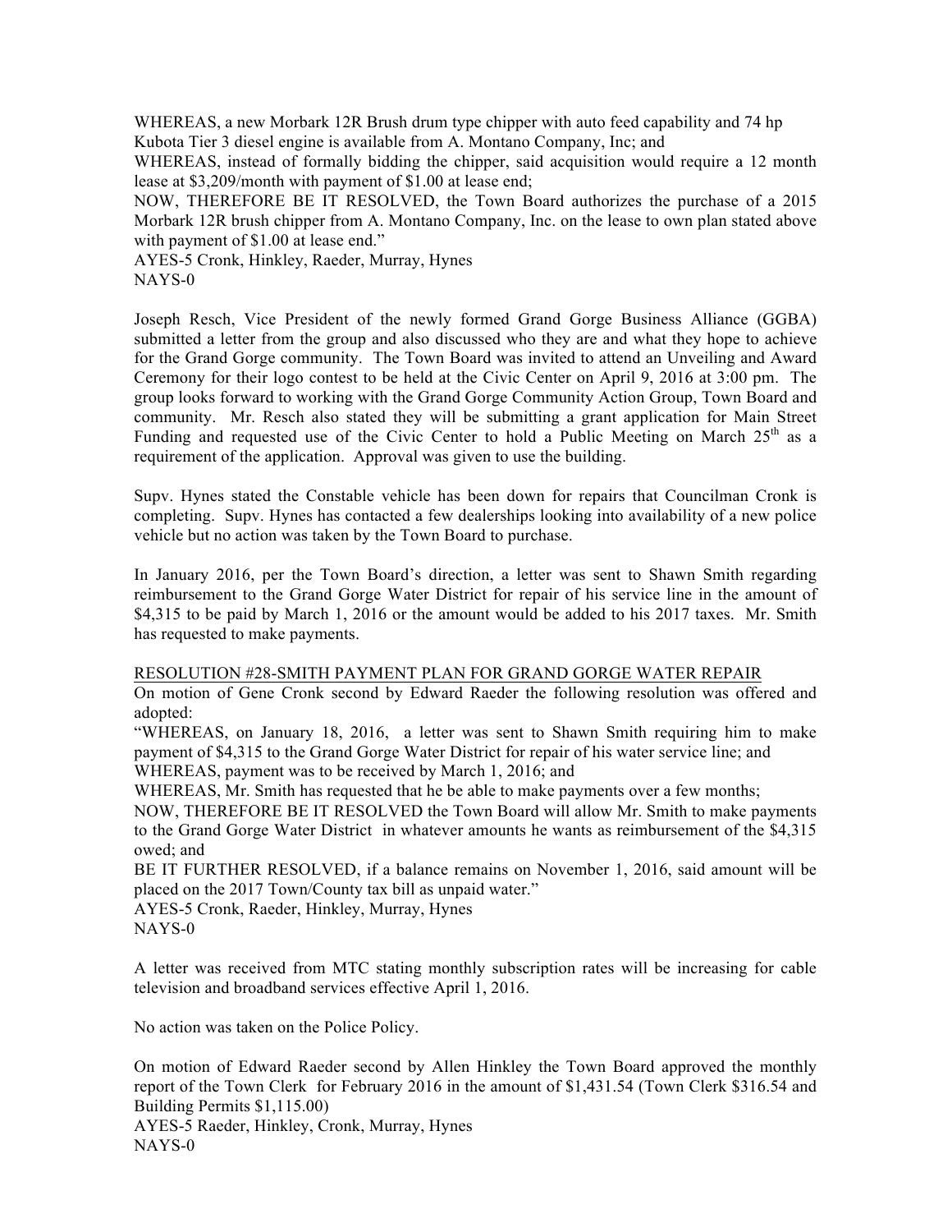WHEREAS, a new Morbark 12R Brush drum type chipper with auto feed capability and 74 hp Kubota Tier 3 diesel engine is available from A. Montano Company, Inc; and

WHEREAS, instead of formally bidding the chipper, said acquisition would require a 12 month lease at $3,209/month with payment of $1.00 at lease end;

NOW, THEREFORE BE IT RESOLVED, the Town Board authorizes the purchase of a 2015 Morbark 12R brush chipper from A. Montano Company, Inc. on the lease to own plan stated above with payment of $1.00 at lease end."

AYES-5 Cronk, Hinkley, Raeder, Murray, Hynes
NAYS-0

Joseph Resch, Vice President of the newly formed Grand Gorge Business Alliance (GGBA) submitted a letter from the group and also discussed who they are and what they hope to achieve for the Grand Gorge community. The Town Board was invited to attend an Unveiling and Award Ceremony for their logo contest to be held at the Civic Center on April 9, 2016 at 3:00 pm. The group looks forward to working with the Grand Gorge Community Action Group, Town Board and community. Mr. Resch also stated they will be submitting a grant application for Main Street Funding and requested use of the Civic Center to hold a Public Meeting on March 25th as a requirement of the application. Approval was given to use the building.

Supv. Hynes stated the Constable vehicle has been down for repairs that Councilman Cronk is completing. Supv. Hynes has contacted a few dealerships looking into availability of a new police vehicle but no action was taken by the Town Board to purchase.

In January 2016, per the Town Board's direction, a letter was sent to Shawn Smith regarding reimbursement to the Grand Gorge Water District for repair of his service line in the amount of $4,315 to be paid by March 1, 2016 or the amount would be added to his 2017 taxes. Mr. Smith has requested to make payments.

RESOLUTION #28-SMITH PAYMENT PLAN FOR GRAND GORGE WATER REPAIR

On motion of Gene Cronk second by Edward Raeder the following resolution was offered and adopted:

"WHEREAS, on January 18, 2016, a letter was sent to Shawn Smith requiring him to make payment of $4,315 to the Grand Gorge Water District for repair of his water service line; and

WHEREAS, payment was to be received by March 1, 2016; and

WHEREAS, Mr. Smith has requested that he be able to make payments over a few months;

NOW, THEREFORE BE IT RESOLVED the Town Board will allow Mr. Smith to make payments to the Grand Gorge Water District in whatever amounts he wants as reimbursement of the $4,315 owed; and

BE IT FURTHER RESOLVED, if a balance remains on November 1, 2016, said amount will be placed on the 2017 Town/County tax bill as unpaid water."

AYES-5 Cronk, Raeder, Hinkley, Murray, Hynes
NAYS-0

A letter was received from MTC stating monthly subscription rates will be increasing for cable television and broadband services effective April 1, 2016.

No action was taken on the Police Policy.

On motion of Edward Raeder second by Allen Hinkley the Town Board approved the monthly report of the Town Clerk for February 2016 in the amount of $1,431.54 (Town Clerk $316.54 and Building Permits $1,115.00)

AYES-5 Raeder, Hinkley, Cronk, Murray, Hynes
NAYS-0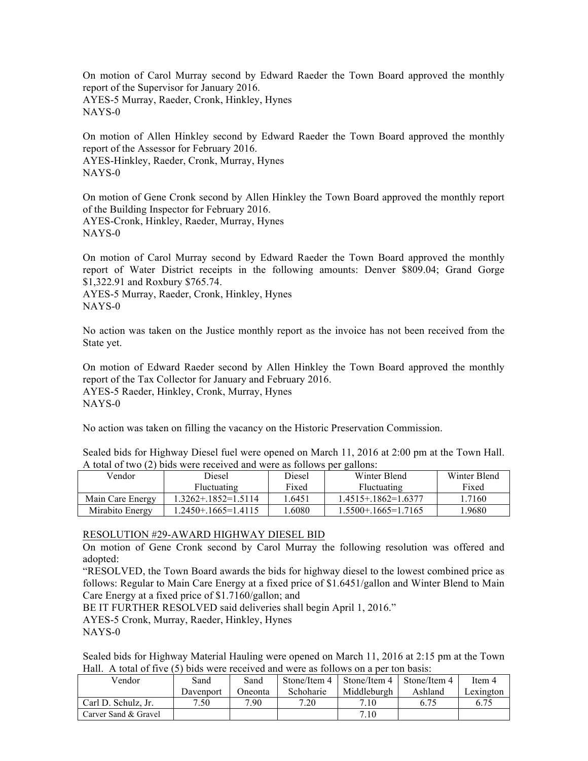On motion of Carol Murray second by Edward Raeder the Town Board approved the monthly report of the Supervisor for January 2016.
AYES-5 Murray, Raeder, Cronk, Hinkley, Hynes
NAYS-0

On motion of Allen Hinkley second by Edward Raeder the Town Board approved the monthly report of the Assessor for February 2016.
AYES-Hinkley, Raeder, Cronk, Murray, Hynes
NAYS-0

On motion of Gene Cronk second by Allen Hinkley the Town Board approved the monthly report of the Building Inspector for February 2016.
AYES-Cronk, Hinkley, Raeder, Murray, Hynes
NAYS-0

On motion of Carol Murray second by Edward Raeder the Town Board approved the monthly report of Water District receipts in the following amounts: Denver $809.04; Grand Gorge $1,322.91 and Roxbury $765.74.
AYES-5 Murray, Raeder, Cronk, Hinkley, Hynes
NAYS-0

No action was taken on the Justice monthly report as the invoice has not been received from the State yet.

On motion of Edward Raeder second by Allen Hinkley the Town Board approved the monthly report of the Tax Collector for January and February 2016.
AYES-5 Raeder, Hinkley, Cronk, Murray, Hynes
NAYS-0

No action was taken on filling the vacancy on the Historic Preservation Commission.

Sealed bids for Highway Diesel fuel were opened on March 11, 2016 at 2:00 pm at the Town Hall. A total of two (2) bids were received and were as follows per gallons:

| Vendor | Diesel Fluctuating | Diesel Fixed | Winter Blend Fluctuating | Winter Blend Fixed |
|---|---|---|---|---|
| Main Care Energy | 1.3262+.1852=1.5114 | 1.6451 | 1.4515+.1862=1.6377 | 1.7160 |
| Mirabito Energy | 1.2450+.1665=1.4115 | 1.6080 | 1.5500+.1665=1.7165 | 1.9680 |

RESOLUTION #29-AWARD HIGHWAY DIESEL BID

On motion of Gene Cronk second by Carol Murray the following resolution was offered and adopted:

"RESOLVED, the Town Board awards the bids for highway diesel to the lowest combined price as follows: Regular to Main Care Energy at a fixed price of $1.6451/gallon and Winter Blend to Main Care Energy at a fixed price of $1.7160/gallon; and

BE IT FURTHER RESOLVED said deliveries shall begin April 1, 2016."

AYES-5 Cronk, Murray, Raeder, Hinkley, Hynes
NAYS-0

Sealed bids for Highway Material Hauling were opened on March 11, 2016 at 2:15 pm at the Town Hall. A total of five (5) bids were received and were as follows on a per ton basis:

| Vendor | Sand Davenport | Sand Oneonta | Stone/Item 4 Schoharie | Stone/Item 4 Middleburgh | Stone/Item 4 Ashland | Item 4 Lexington |
|---|---|---|---|---|---|---|
| Carl D. Schulz, Jr. | 7.50 | 7.90 | 7.20 | 7.10 | 6.75 | 6.75 |
| Carver Sand & Gravel | | | | 7.10 | | |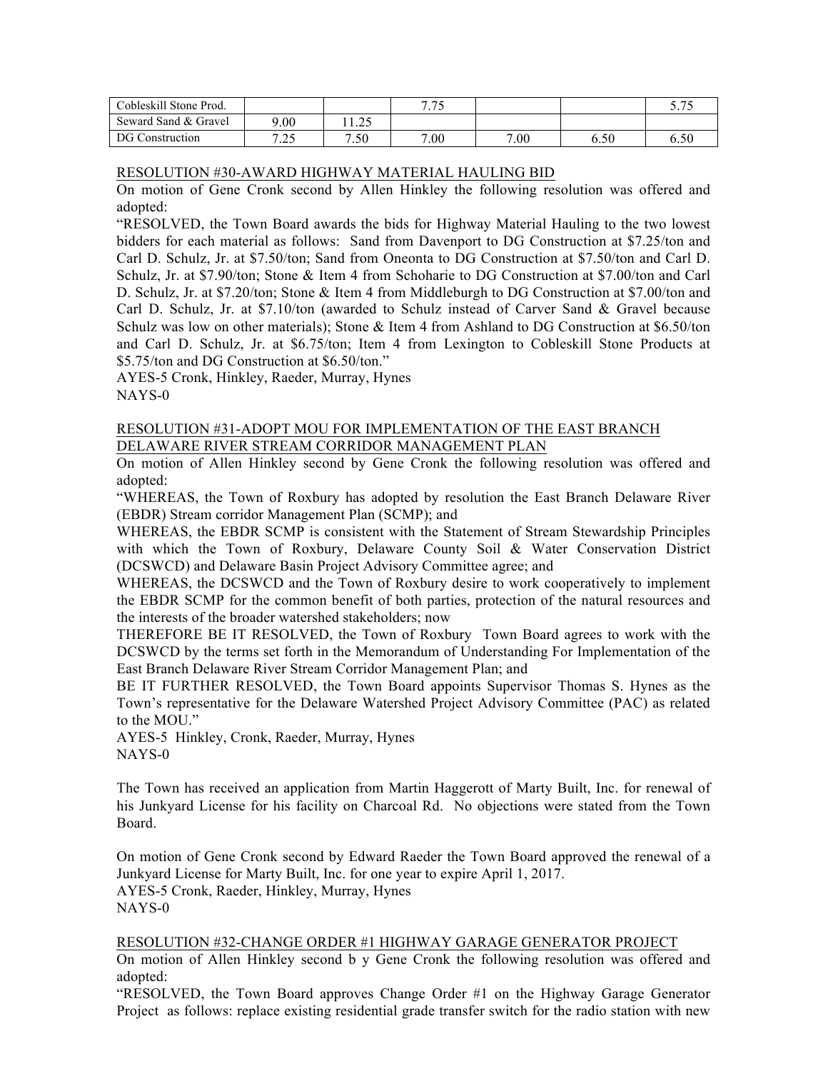| Cobleskill Stone Prod. | | | 7.75 | | | 5.75 |
|---|---|---|---|---|---|---|
| Seward Sand & Gravel | 9.00 | 11.25 | | | | |
| DG Construction | 7.25 | 7.50 | 7.00 | 7.00 | 6.50 | 6.50 |

RESOLUTION #30-AWARD HIGHWAY MATERIAL HAULING BID

On motion of Gene Cronk second by Allen Hinkley the following resolution was offered and adopted:

"RESOLVED, the Town Board awards the bids for Highway Material Hauling to the two lowest bidders for each material as follows: Sand from Davenport to DG Construction at $7.25/ton and Carl D. Schulz, Jr. at $7.50/ton; Sand from Oneonta to DG Construction at $7.50/ton and Carl D. Schulz, Jr. at $7.90/ton; Stone & Item 4 from Schoharie to DG Construction at $7.00/ton and Carl D. Schulz, Jr. at $7.20/ton; Stone & Item 4 from Middleburgh to DG Construction at $7.00/ton and Carl D. Schulz, Jr. at $7.10/ton (awarded to Schulz instead of Carver Sand & Gravel because Schulz was low on other materials); Stone & Item 4 from Ashland to DG Construction at $6.50/ton and Carl D. Schulz, Jr. at $6.75/ton; Item 4 from Lexington to Cobleskill Stone Products at $5.75/ton and DG Construction at $6.50/ton."

AYES-5 Cronk, Hinkley, Raeder, Murray, Hynes

NAYS-0

RESOLUTION #31-ADOPT MOU FOR IMPLEMENTATION OF THE EAST BRANCH DELAWARE RIVER STREAM CORRIDOR MANAGEMENT PLAN

On motion of Allen Hinkley second by Gene Cronk the following resolution was offered and adopted:

"WHEREAS, the Town of Roxbury has adopted by resolution the East Branch Delaware River (EBDR) Stream corridor Management Plan (SCMP); and

WHEREAS, the EBDR SCMP is consistent with the Statement of Stream Stewardship Principles with which the Town of Roxbury, Delaware County Soil & Water Conservation District (DCSWCD) and Delaware Basin Project Advisory Committee agree; and

WHEREAS, the DCSWCD and the Town of Roxbury desire to work cooperatively to implement the EBDR SCMP for the common benefit of both parties, protection of the natural resources and the interests of the broader watershed stakeholders; now

THEREFORE BE IT RESOLVED, the Town of Roxbury Town Board agrees to work with the DCSWCD by the terms set forth in the Memorandum of Understanding For Implementation of the East Branch Delaware River Stream Corridor Management Plan; and

BE IT FURTHER RESOLVED, the Town Board appoints Supervisor Thomas S. Hynes as the Town's representative for the Delaware Watershed Project Advisory Committee (PAC) as related to the MOU."

AYES-5 Hinkley, Cronk, Raeder, Murray, Hynes

NAYS-0

The Town has received an application from Martin Haggerott of Marty Built, Inc. for renewal of his Junkyard License for his facility on Charcoal Rd. No objections were stated from the Town Board.

On motion of Gene Cronk second by Edward Raeder the Town Board approved the renewal of a Junkyard License for Marty Built, Inc. for one year to expire April 1, 2017.

AYES-5 Cronk, Raeder, Hinkley, Murray, Hynes

NAYS-0

RESOLUTION #32-CHANGE ORDER #1 HIGHWAY GARAGE GENERATOR PROJECT

On motion of Allen Hinkley second b y Gene Cronk the following resolution was offered and adopted:

"RESOLVED, the Town Board approves Change Order #1 on the Highway Garage Generator Project as follows: replace existing residential grade transfer switch for the radio station with new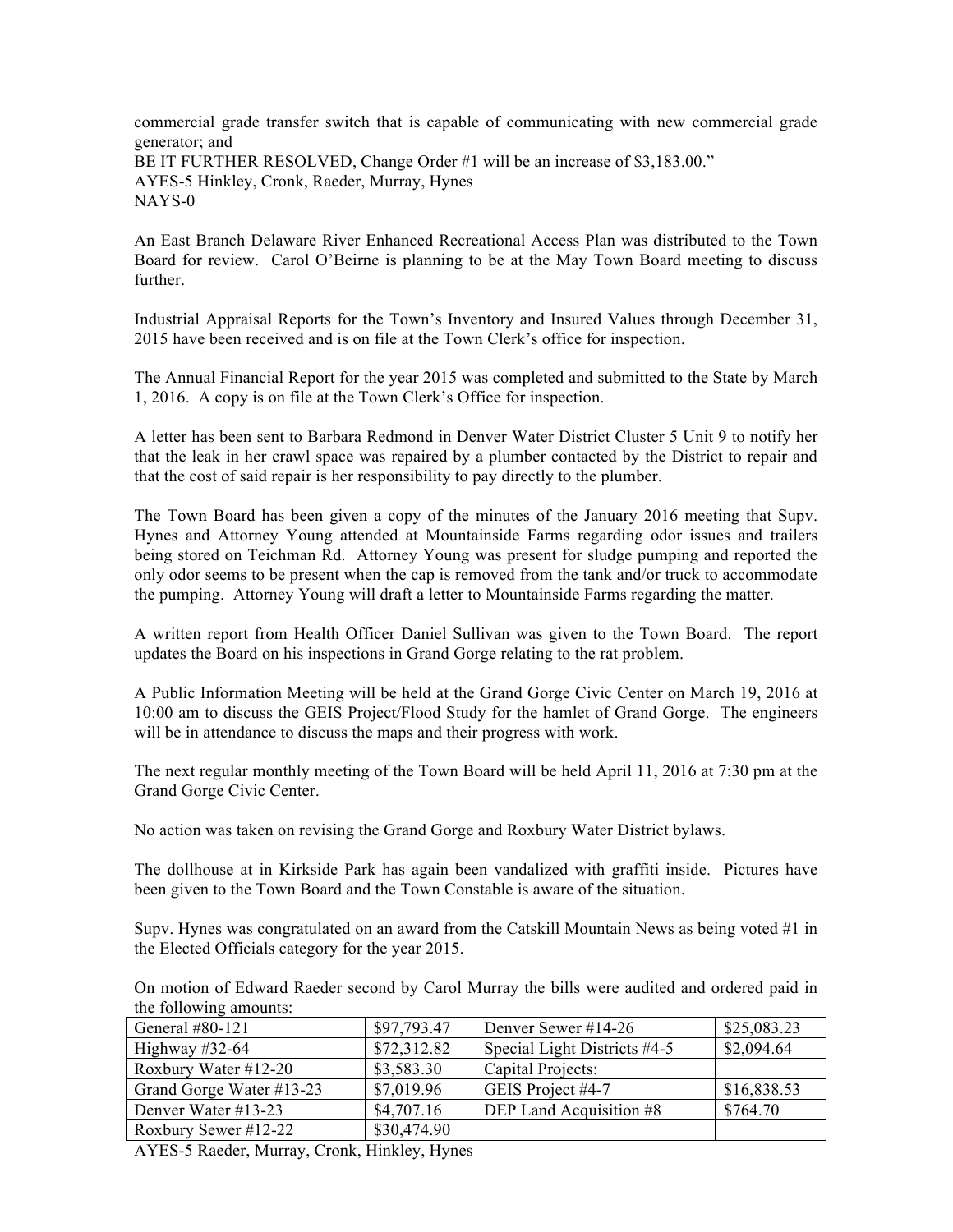commercial grade transfer switch that is capable of communicating with new commercial grade generator; and
BE IT FURTHER RESOLVED, Change Order #1 will be an increase of $3,183.00."
AYES-5 Hinkley, Cronk, Raeder, Murray, Hynes
NAYS-0

An East Branch Delaware River Enhanced Recreational Access Plan was distributed to the Town Board for review. Carol O'Beirne is planning to be at the May Town Board meeting to discuss further.

Industrial Appraisal Reports for the Town's Inventory and Insured Values through December 31, 2015 have been received and is on file at the Town Clerk's office for inspection.

The Annual Financial Report for the year 2015 was completed and submitted to the State by March 1, 2016. A copy is on file at the Town Clerk's Office for inspection.

A letter has been sent to Barbara Redmond in Denver Water District Cluster 5 Unit 9 to notify her that the leak in her crawl space was repaired by a plumber contacted by the District to repair and that the cost of said repair is her responsibility to pay directly to the plumber.

The Town Board has been given a copy of the minutes of the January 2016 meeting that Supv. Hynes and Attorney Young attended at Mountainside Farms regarding odor issues and trailers being stored on Teichman Rd. Attorney Young was present for sludge pumping and reported the only odor seems to be present when the cap is removed from the tank and/or truck to accommodate the pumping. Attorney Young will draft a letter to Mountainside Farms regarding the matter.

A written report from Health Officer Daniel Sullivan was given to the Town Board. The report updates the Board on his inspections in Grand Gorge relating to the rat problem.

A Public Information Meeting will be held at the Grand Gorge Civic Center on March 19, 2016 at 10:00 am to discuss the GEIS Project/Flood Study for the hamlet of Grand Gorge. The engineers will be in attendance to discuss the maps and their progress with work.

The next regular monthly meeting of the Town Board will be held April 11, 2016 at 7:30 pm at the Grand Gorge Civic Center.

No action was taken on revising the Grand Gorge and Roxbury Water District bylaws.

The dollhouse at in Kirkside Park has again been vandalized with graffiti inside. Pictures have been given to the Town Board and the Town Constable is aware of the situation.

Supv. Hynes was congratulated on an award from the Catskill Mountain News as being voted #1 in the Elected Officials category for the year 2015.

On motion of Edward Raeder second by Carol Murray the bills were audited and ordered paid in the following amounts:

| General #80-121 | $97,793.47 | Denver Sewer #14-26 | $25,083.23 |
|---|---|---|---|
| Highway #32-64 | $72,312.82 | Special Light Districts #4-5 | $2,094.64 |
| Roxbury Water #12-20 | $3,583.30 | Capital Projects: | |
| Grand Gorge Water #13-23 | $7,019.96 | GEIS Project #4-7 | $16,838.53 |
| Denver Water #13-23 | $4,707.16 | DEP Land Acquisition #8 | $764.70 |
| Roxbury Sewer #12-22 | $30,474.90 | | |

AYES-5 Raeder, Murray, Cronk, Hinkley, Hynes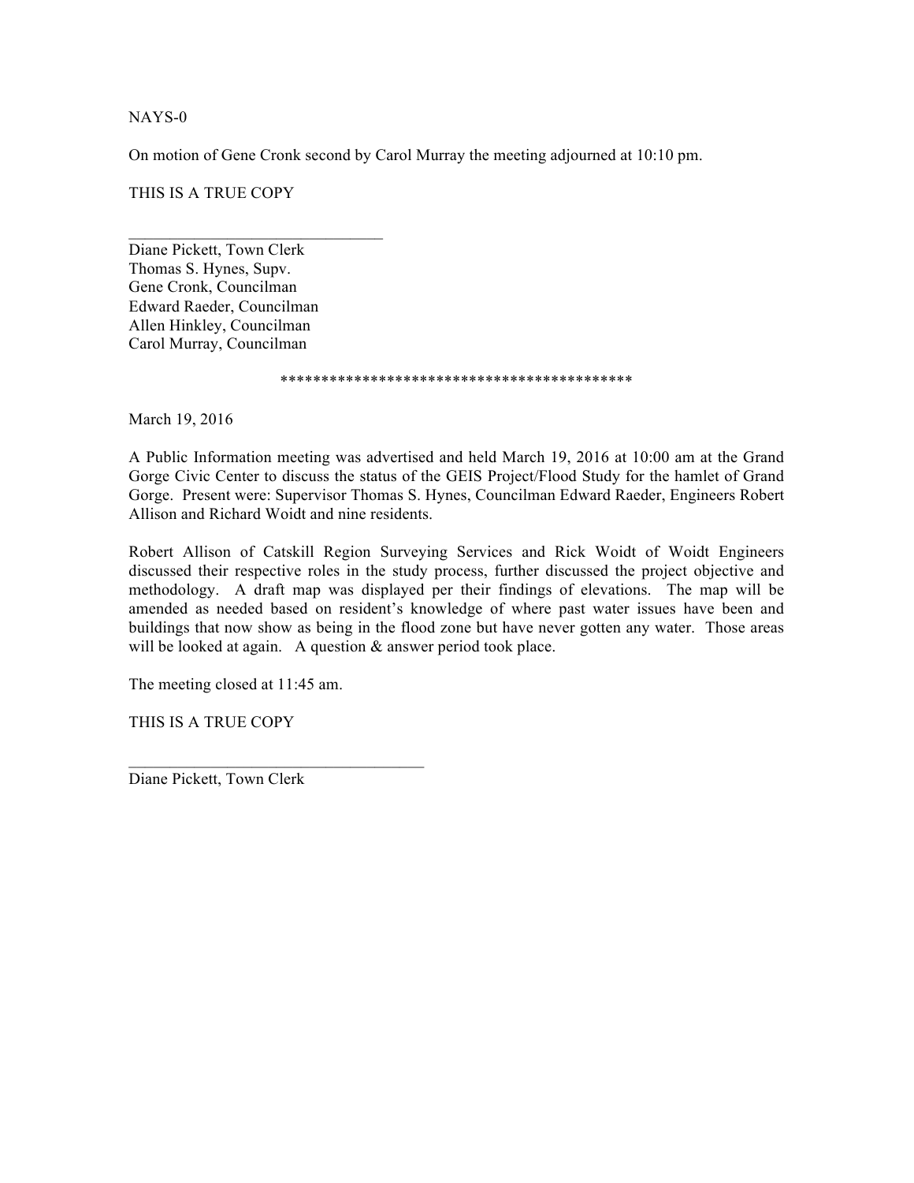NAYS-0

On motion of Gene Cronk second by Carol Murray the meeting adjourned at 10:10 pm.

THIS IS A TRUE COPY

________________________________

Diane Pickett, Town Clerk
Thomas S. Hynes, Supv.
Gene Cronk, Councilman
Edward Raeder, Councilman
Allen Hinkley, Councilman
Carol Murray, Councilman

*******************************************

March 19, 2016

A Public Information meeting was advertised and held March 19, 2016 at 10:00 am at the Grand Gorge Civic Center to discuss the status of the GEIS Project/Flood Study for the hamlet of Grand Gorge. Present were: Supervisor Thomas S. Hynes, Councilman Edward Raeder, Engineers Robert Allison and Richard Woidt and nine residents.

Robert Allison of Catskill Region Surveying Services and Rick Woidt of Woidt Engineers discussed their respective roles in the study process, further discussed the project objective and methodology. A draft map was displayed per their findings of elevations. The map will be amended as needed based on resident's knowledge of where past water issues have been and buildings that now show as being in the flood zone but have never gotten any water. Those areas will be looked at again. A question & answer period took place.

The meeting closed at 11:45 am.

THIS IS A TRUE COPY

____________________________________

Diane Pickett, Town Clerk